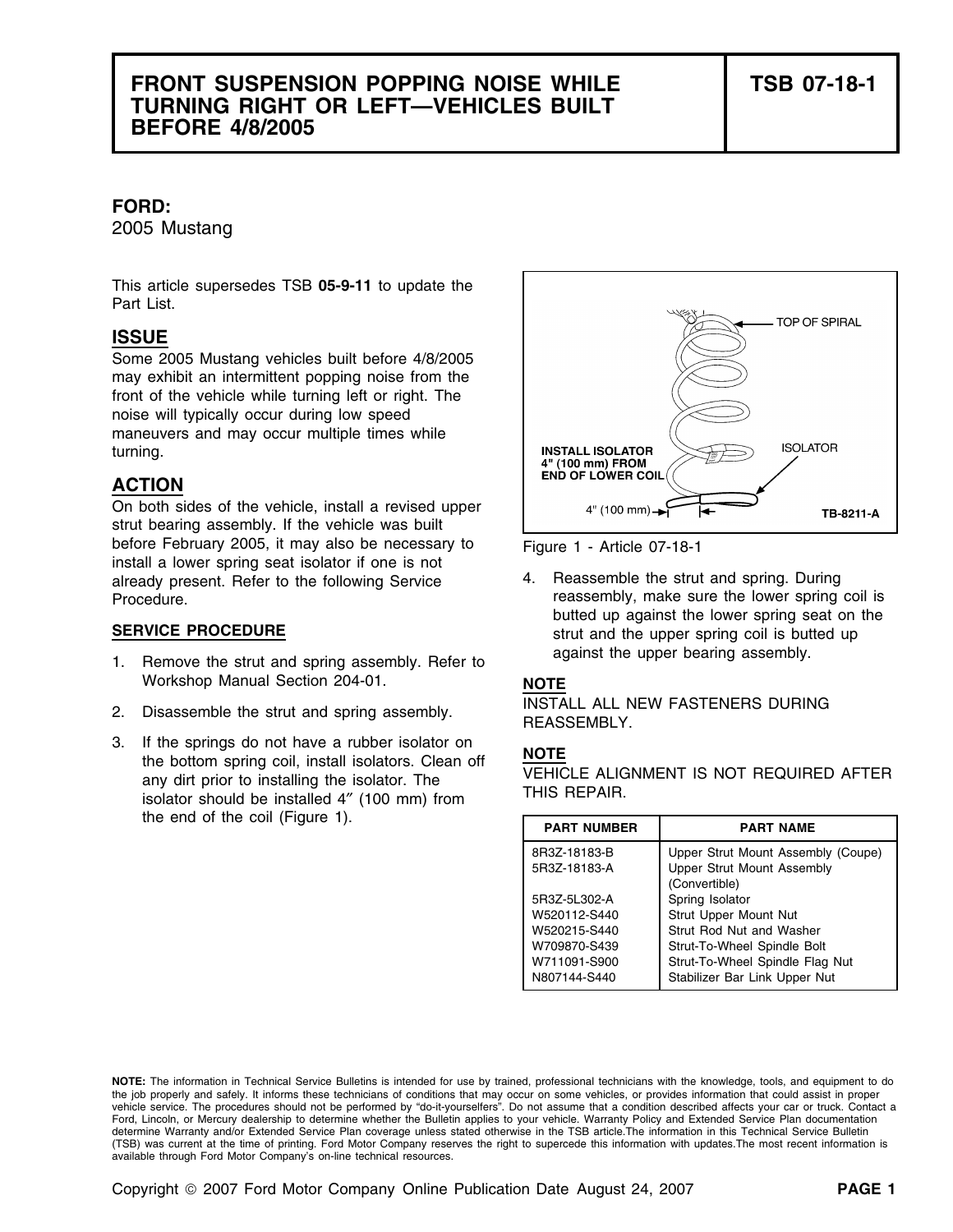# FRONT SUSPENSION POPPING NOISE WHILE TURNING RIGHT OR LEFT—VEHICLES BUILT BEFORE 4/8/2005

**TSB 07-18-1**

**FORD:**
2005 Mustang

This article supersedes TSB **05-9-11** to update the Part List.

## ISSUE

Some 2005 Mustang vehicles built before 4/8/2005 may exhibit an intermittent popping noise from the front of the vehicle while turning left or right. The noise will typically occur during low speed maneuvers and may occur multiple times while turning.

## ACTION

On both sides of the vehicle, install a revised upper strut bearing assembly. If the vehicle was built before February 2005, it may also be necessary to install a lower spring seat isolator if one is not already present. Refer to the following Service Procedure.

### SERVICE PROCEDURE

1. Remove the strut and spring assembly. Refer to Workshop Manual Section 204-01.
2. Disassemble the strut and spring assembly.
3. If the springs do not have a rubber isolator on the bottom spring coil, install isolators. Clean off any dirt prior to installing the isolator. The isolator should be installed 4″ (100 mm) from the end of the coil (Figure 1).

Figure 1 - Article 07-18-1

4. Reassemble the strut and spring. During reassembly, make sure the lower spring coil is butted up against the lower spring seat on the strut and the upper spring coil is butted up against the upper bearing assembly.

**NOTE**
INSTALL ALL NEW FASTENERS DURING REASSEMBLY.

**NOTE**
VEHICLE ALIGNMENT IS NOT REQUIRED AFTER THIS REPAIR.

| PART NUMBER | PART NAME |
|---|---|
| 8R3Z-18183-B | Upper Strut Mount Assembly (Coupe) |
| 5R3Z-18183-A | Upper Strut Mount Assembly (Convertible) |
| 5R3Z-5L302-A | Spring Isolator |
| W520112-S440 | Strut Upper Mount Nut |
| W520215-S440 | Strut Rod Nut and Washer |
| W709870-S439 | Strut-To-Wheel Spindle Bolt |
| W711091-S900 | Strut-To-Wheel Spindle Flag Nut |
| N807144-S440 | Stabilizer Bar Link Upper Nut |

**NOTE:** The information in Technical Service Bulletins is intended for use by trained, professional technicians with the knowledge, tools, and equipment to do the job properly and safely. It informs these technicians of conditions that may occur on some vehicles, or provides information that could assist in proper vehicle service. The procedures should not be performed by "do-it-yourselfers". Do not assume that a condition described affects your car or truck. Contact a Ford, Lincoln, or Mercury dealership to determine whether the Bulletin applies to your vehicle. Warranty Policy and Extended Service Plan documentation determine Warranty and/or Extended Service Plan coverage unless stated otherwise in the TSB article.The information in this Technical Service Bulletin (TSB) was current at the time of printing. Ford Motor Company reserves the right to supercede this information with updates.The most recent information is available through Ford Motor Company's on-line technical resources.

Copyright © 2007 Ford Motor Company Online Publication Date August 24, 2007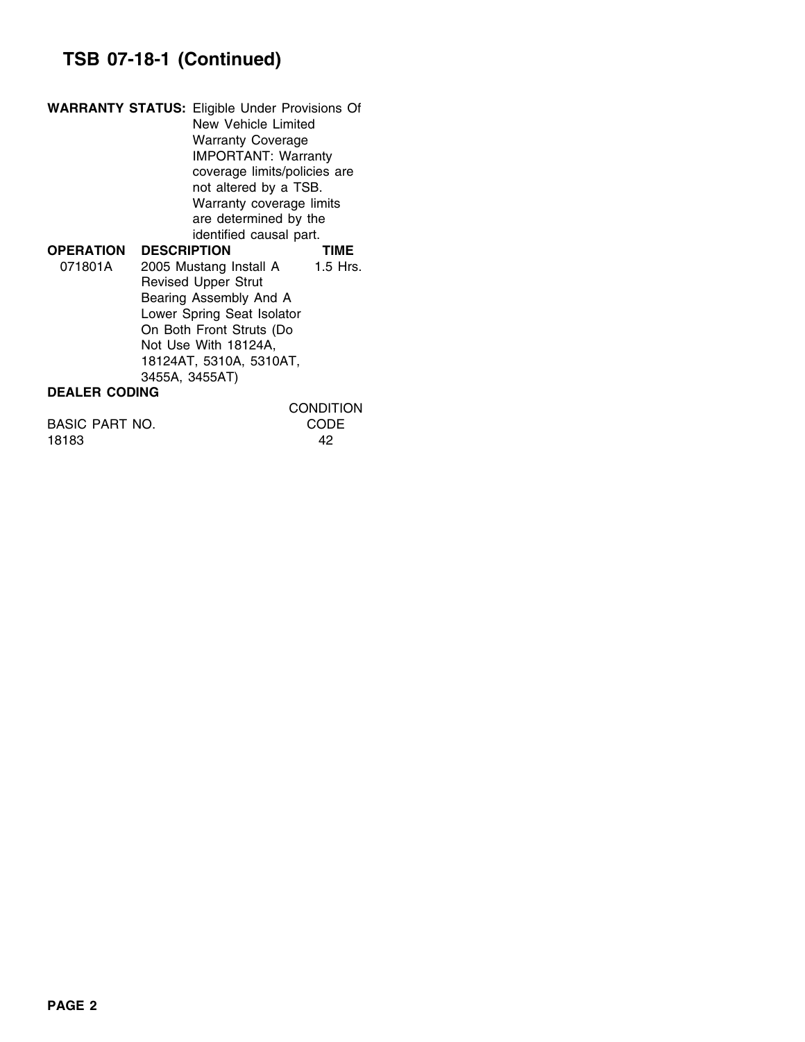# TSB 07-18-1 (Continued)

**WARRANTY STATUS:** Eligible Under Provisions Of New Vehicle Limited Warranty Coverage
IMPORTANT: Warranty coverage limits/policies are not altered by a TSB. Warranty coverage limits are determined by the identified causal part.

| OPERATION | DESCRIPTION | TIME |
|---|---|---|
| 071801A | 2005 Mustang Install A Revised Upper Strut Bearing Assembly And A Lower Spring Seat Isolator On Both Front Struts (Do Not Use With 18124A, 18124AT, 5310A, 5310AT, 3455A, 3455AT) | 1.5 Hrs. |

**DEALER CODING**

| BASIC PART NO. | CONDITION CODE |
|---|---|
| 18183 | 42 |